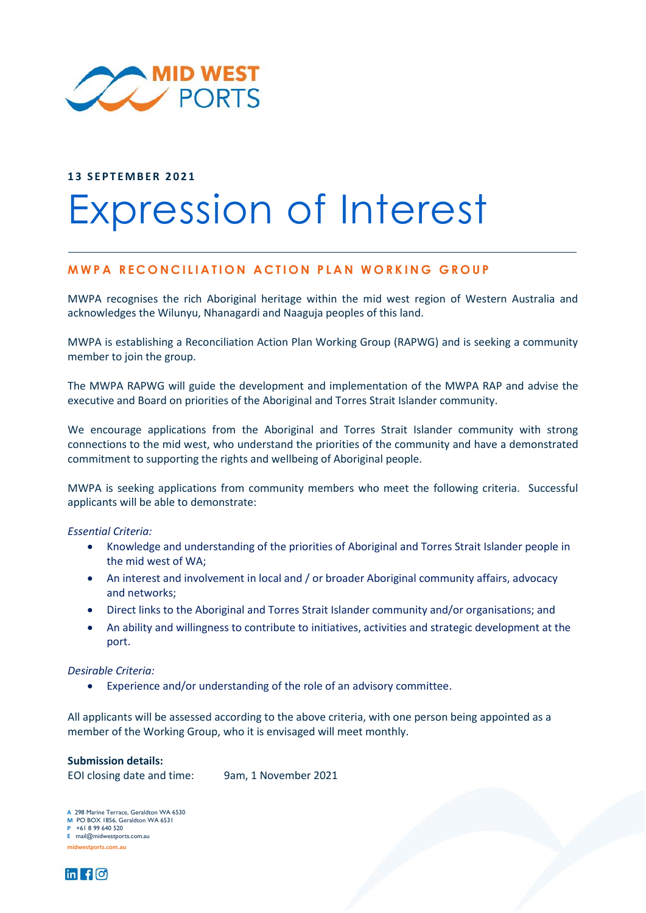**13 SEPTEMBER 2021**

# Expression of Interest

## MWPA RECONCILIATION ACTION PLAN WORKING GROUP

MWPA recognises the rich Aboriginal heritage within the mid west region of Western Australia and acknowledges the Wilunyu, Nhanagardi and Naaguja peoples of this land.

MWPA is establishing a Reconciliation Action Plan Working Group (RAPWG) and is seeking a community member to join the group.

The MWPA RAPWG will guide the development and implementation of the MWPA RAP and advise the executive and Board on priorities of the Aboriginal and Torres Strait Islander community.

We encourage applications from the Aboriginal and Torres Strait Islander community with strong connections to the mid west, who understand the priorities of the community and have a demonstrated commitment to supporting the rights and wellbeing of Aboriginal people.

MWPA is seeking applications from community members who meet the following criteria. Successful applicants will be able to demonstrate:

*Essential Criteria:*

- Knowledge and understanding of the priorities of Aboriginal and Torres Strait Islander people in the mid west of WA;
- An interest and involvement in local and / or broader Aboriginal community affairs, advocacy and networks;
- Direct links to the Aboriginal and Torres Strait Islander community and/or organisations; and
- An ability and willingness to contribute to initiatives, activities and strategic development at the port.

*Desirable Criteria:*

- Experience and/or understanding of the role of an advisory committee.

All applicants will be assessed according to the above criteria, with one person being appointed as a member of the Working Group, who it is envisaged will meet monthly.

**Submission details:**

EOI closing date and time: 9am, 1 November 2021

A 298 Marine Terrace, Geraldton WA 6530
M PO BOX 1856, Geraldton WA 6531
P +61 8 99 640 520
E mail@midwestports.com.au
midwestports.com.au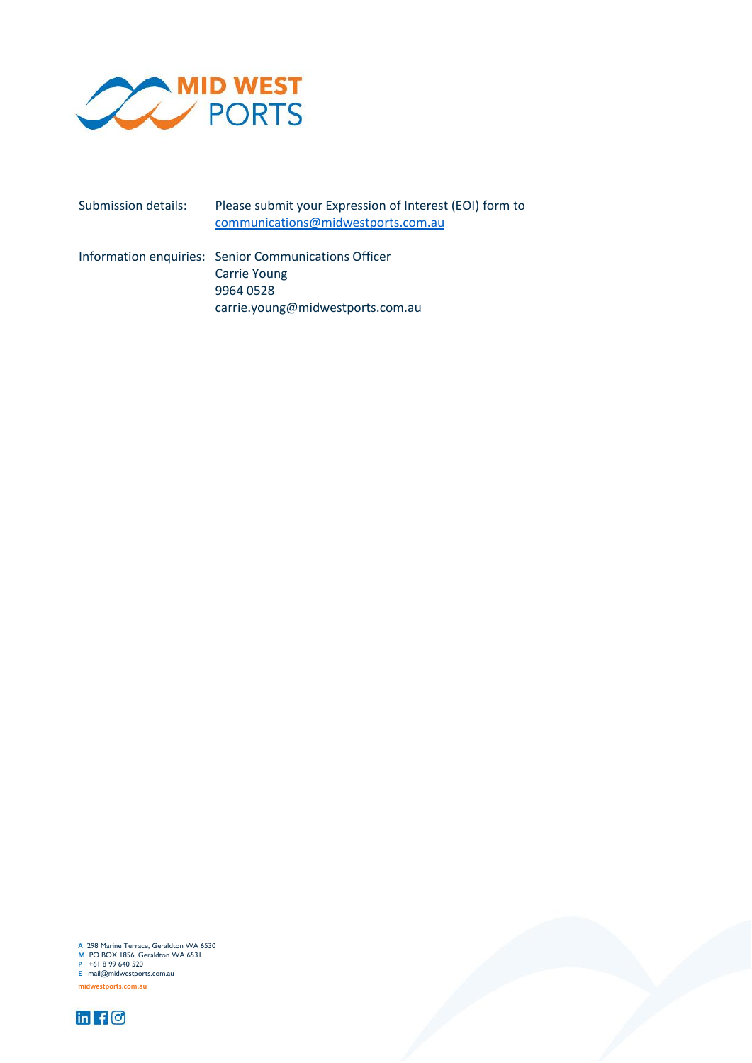Submission details: Please submit your Expression of Interest (EOI) form to communications@midwestports.com.au

Information enquiries: Senior Communications Officer
Carrie Young
9964 0528
carrie.young@midwestports.com.au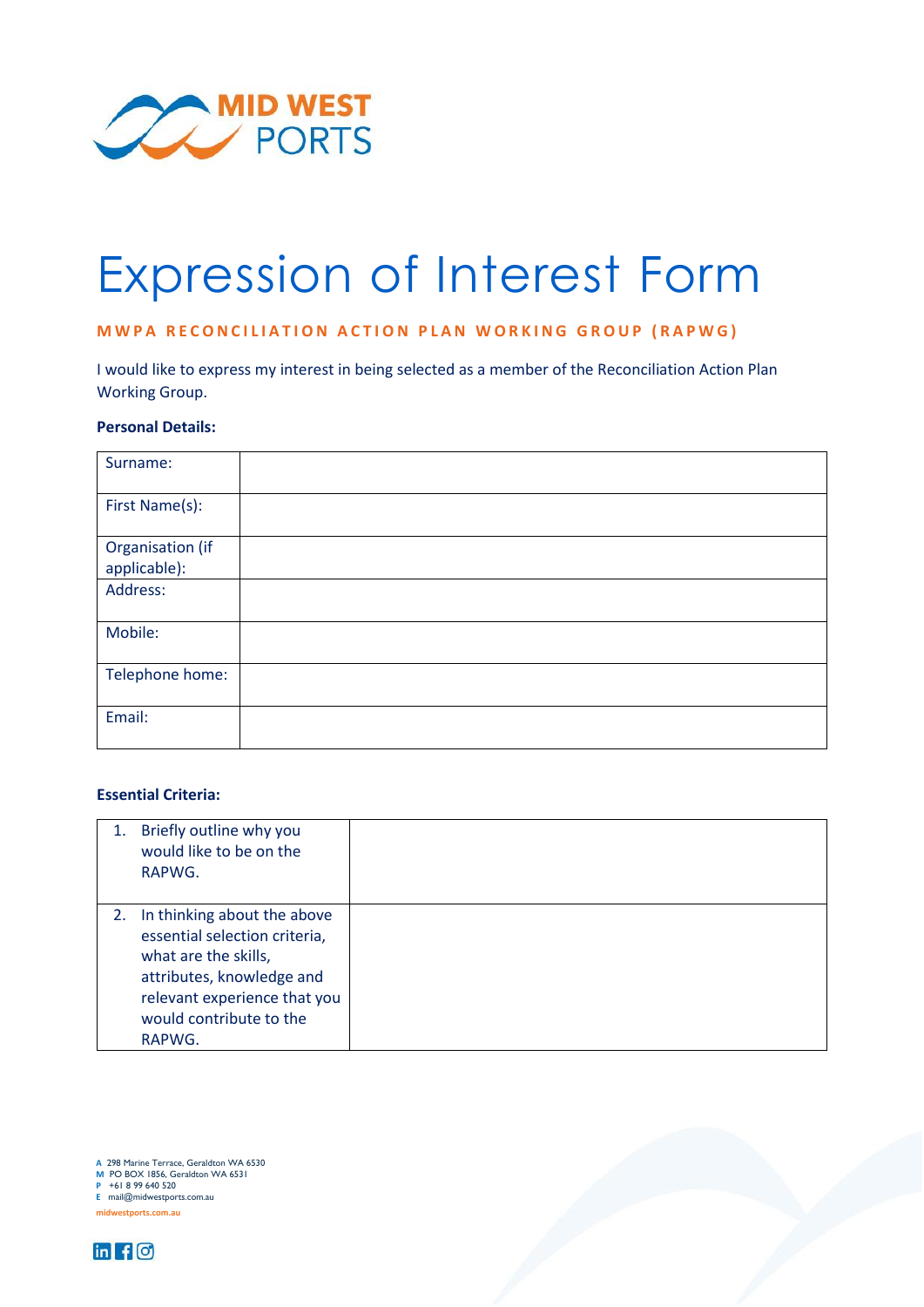# Expression of Interest Form

**MWPA RECONCILIATION ACTION PLAN WORKING GROUP (RAPWG)**

I would like to express my interest in being selected as a member of the Reconciliation Action Plan Working Group.

**Personal Details:**

| | |
|---|---|
| Surname: | |
| First Name(s): | |
| Organisation (if applicable): | |
| Address: | |
| Mobile: | |
| Telephone home: | |
| Email: | |

**Essential Criteria:**

| | |
|---|---|
| 1. Briefly outline why you would like to be on the RAPWG. | |
| 2. In thinking about the above essential selection criteria, what are the skills, attributes, knowledge and relevant experience that you would contribute to the RAPWG. | |

**A** 298 Marine Terrace, Geraldton WA 6530
**M** PO BOX 1856, Geraldton WA 6531
**P** +61 8 99 640 520
**E** mail@midwestports.com.au
midwestports.com.au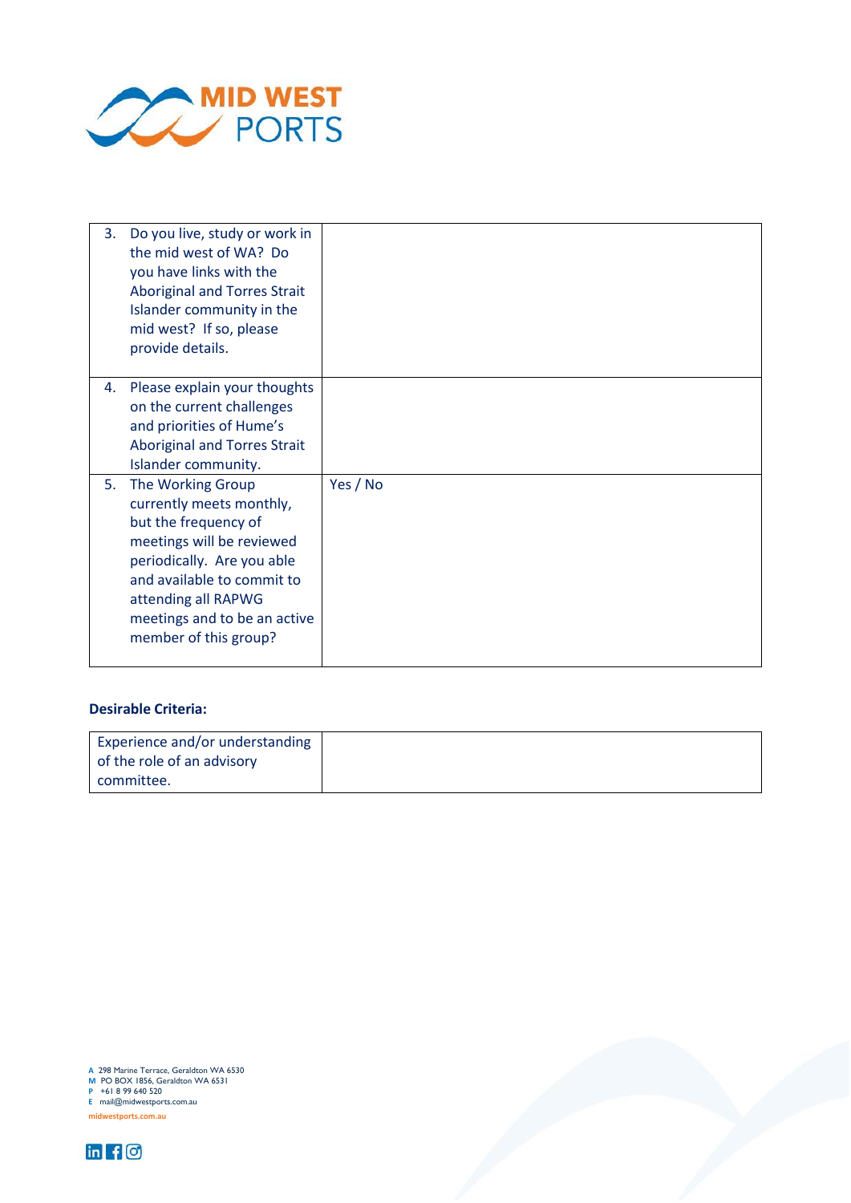| | |
|---|---|
| 3. Do you live, study or work in the mid west of WA? Do you have links with the Aboriginal and Torres Strait Islander community in the mid west? If so, please provide details. | |
| 4. Please explain your thoughts on the current challenges and priorities of Hume's Aboriginal and Torres Strait Islander community. | |
| 5. The Working Group currently meets monthly, but the frequency of meetings will be reviewed periodically. Are you able and available to commit to attending all RAPWG meetings and to be an active member of this group? | Yes / No |

**Desirable Criteria:**

| | |
|---|---|
| Experience and/or understanding of the role of an advisory committee. | |